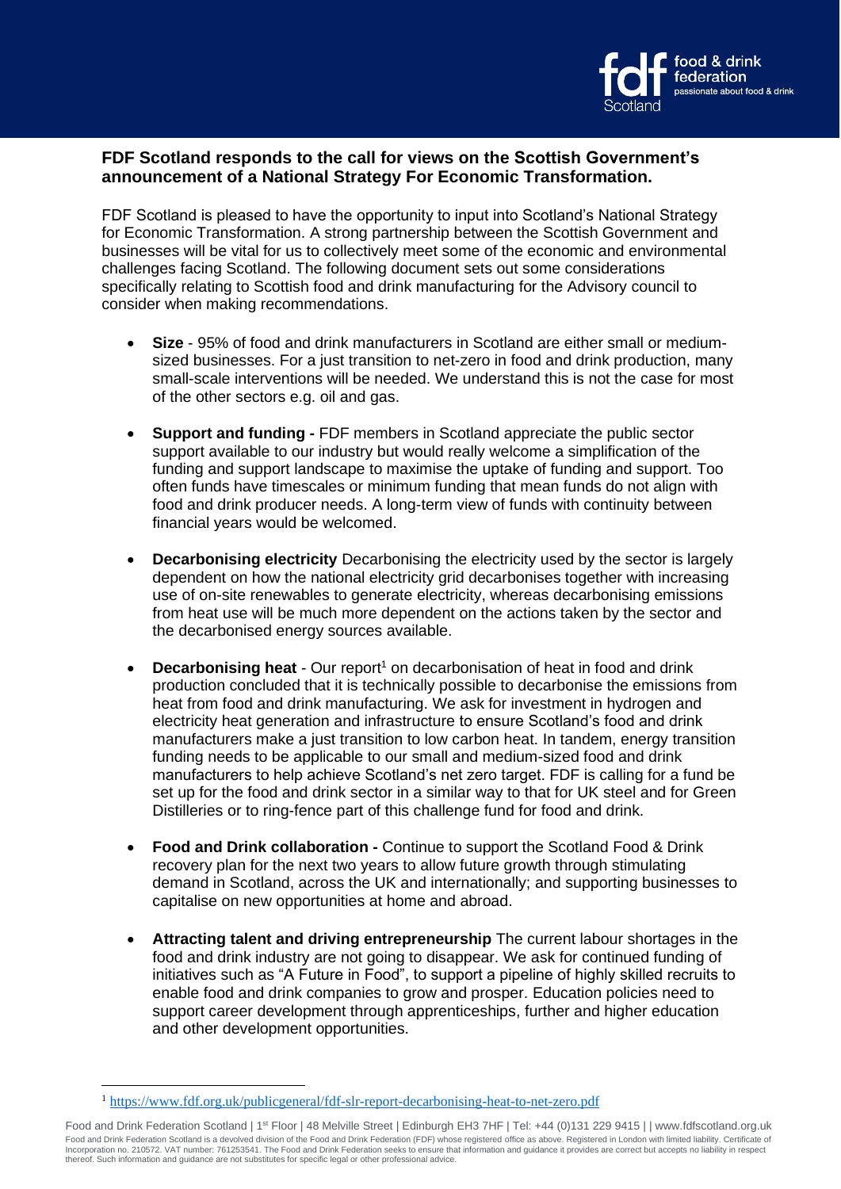**FDF Scotland responds to the call for views on the Scottish Government's announcement of a National Strategy For Economic Transformation.**

FDF Scotland is pleased to have the opportunity to input into Scotland's National Strategy for Economic Transformation. A strong partnership between the Scottish Government and businesses will be vital for us to collectively meet some of the economic and environmental challenges facing Scotland. The following document sets out some considerations specifically relating to Scottish food and drink manufacturing for the Advisory council to consider when making recommendations.

- **Size** - 95% of food and drink manufacturers in Scotland are either small or medium-sized businesses. For a just transition to net-zero in food and drink production, many small-scale interventions will be needed. We understand this is not the case for most of the other sectors e.g. oil and gas.

- **Support and funding -** FDF members in Scotland appreciate the public sector support available to our industry but would really welcome a simplification of the funding and support landscape to maximise the uptake of funding and support. Too often funds have timescales or minimum funding that mean funds do not align with food and drink producer needs. A long-term view of funds with continuity between financial years would be welcomed.

- **Decarbonising electricity** Decarbonising the electricity used by the sector is largely dependent on how the national electricity grid decarbonises together with increasing use of on-site renewables to generate electricity, whereas decarbonising emissions from heat use will be much more dependent on the actions taken by the sector and the decarbonised energy sources available.

- **Decarbonising heat** - Our report[1] on decarbonisation of heat in food and drink production concluded that it is technically possible to decarbonise the emissions from heat from food and drink manufacturing. We ask for investment in hydrogen and electricity heat generation and infrastructure to ensure Scotland's food and drink manufacturers make a just transition to low carbon heat. In tandem, energy transition funding needs to be applicable to our small and medium-sized food and drink manufacturers to help achieve Scotland's net zero target. FDF is calling for a fund be set up for the food and drink sector in a similar way to that for UK steel and for Green Distilleries or to ring-fence part of this challenge fund for food and drink.

- **Food and Drink collaboration -** Continue to support the Scotland Food & Drink recovery plan for the next two years to allow future growth through stimulating demand in Scotland, across the UK and internationally; and supporting businesses to capitalise on new opportunities at home and abroad.

- **Attracting talent and driving entrepreneurship** The current labour shortages in the food and drink industry are not going to disappear. We ask for continued funding of initiatives such as "A Future in Food", to support a pipeline of highly skilled recruits to enable food and drink companies to grow and prosper. Education policies need to support career development through apprenticeships, further and higher education and other development opportunities.

[1] https://www.fdf.org.uk/publicgeneral/fdf-slr-report-decarbonising-heat-to-net-zero.pdf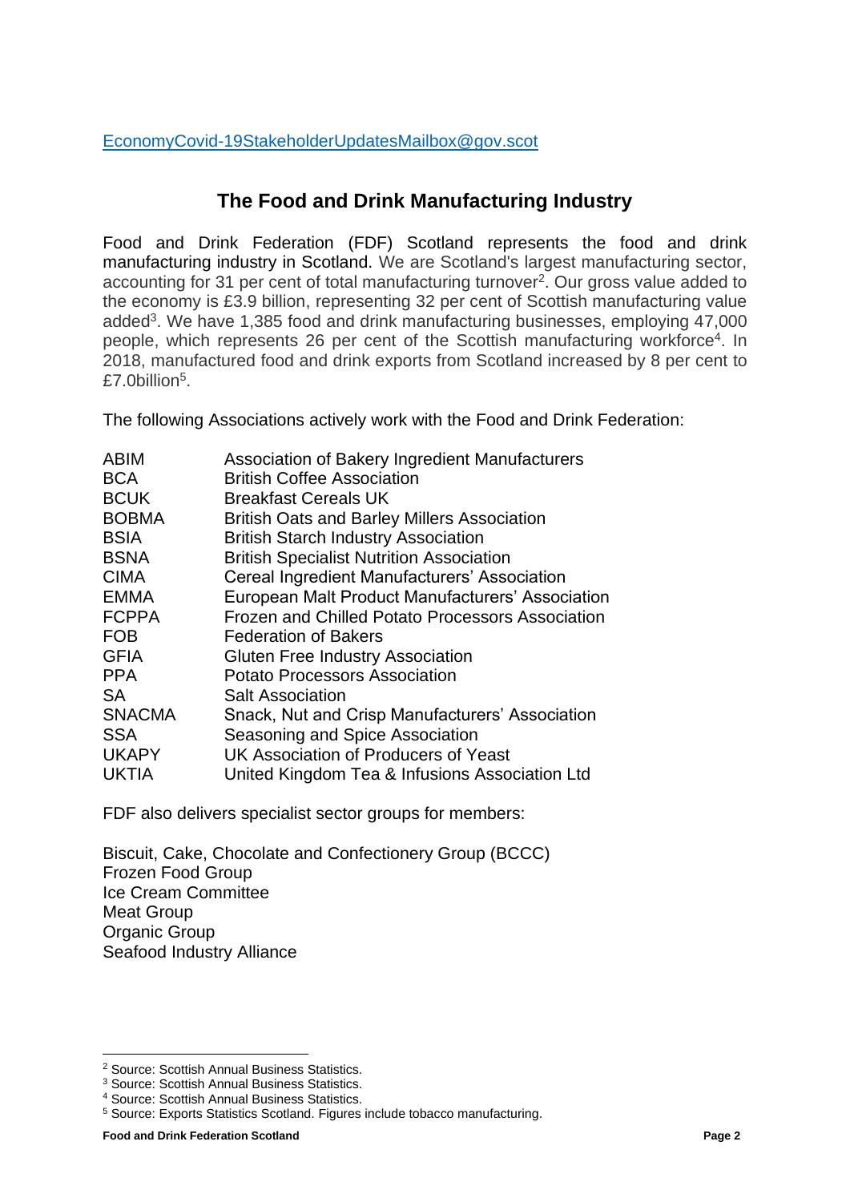EconomyCovid-19StakeholderUpdatesMailbox@gov.scot

## The Food and Drink Manufacturing Industry

Food and Drink Federation (FDF) Scotland represents the food and drink manufacturing industry in Scotland. We are Scotland's largest manufacturing sector, accounting for 31 per cent of total manufacturing turnover[2]. Our gross value added to the economy is £3.9 billion, representing 32 per cent of Scottish manufacturing value added[3]. We have 1,385 food and drink manufacturing businesses, employing 47,000 people, which represents 26 per cent of the Scottish manufacturing workforce[4]. In 2018, manufactured food and drink exports from Scotland increased by 8 per cent to £7.0billion[5].

The following Associations actively work with the Food and Drink Federation:

| | |
|---|---|
| ABIM | Association of Bakery Ingredient Manufacturers |
| BCA | British Coffee Association |
| BCUK | Breakfast Cereals UK |
| BOBMA | British Oats and Barley Millers Association |
| BSIA | British Starch Industry Association |
| BSNA | British Specialist Nutrition Association |
| CIMA | Cereal Ingredient Manufacturers' Association |
| EMMA | European Malt Product Manufacturers' Association |
| FCPPA | Frozen and Chilled Potato Processors Association |
| FOB | Federation of Bakers |
| GFIA | Gluten Free Industry Association |
| PPA | Potato Processors Association |
| SA | Salt Association |
| SNACMA | Snack, Nut and Crisp Manufacturers' Association |
| SSA | Seasoning and Spice Association |
| UKAPY | UK Association of Producers of Yeast |
| UKTIA | United Kingdom Tea & Infusions Association Ltd |

FDF also delivers specialist sector groups for members:

Biscuit, Cake, Chocolate and Confectionery Group (BCCC)
Frozen Food Group
Ice Cream Committee
Meat Group
Organic Group
Seafood Industry Alliance

[2] Source: Scottish Annual Business Statistics.
[3] Source: Scottish Annual Business Statistics.
[4] Source: Scottish Annual Business Statistics.
[5] Source: Exports Statistics Scotland. Figures include tobacco manufacturing.